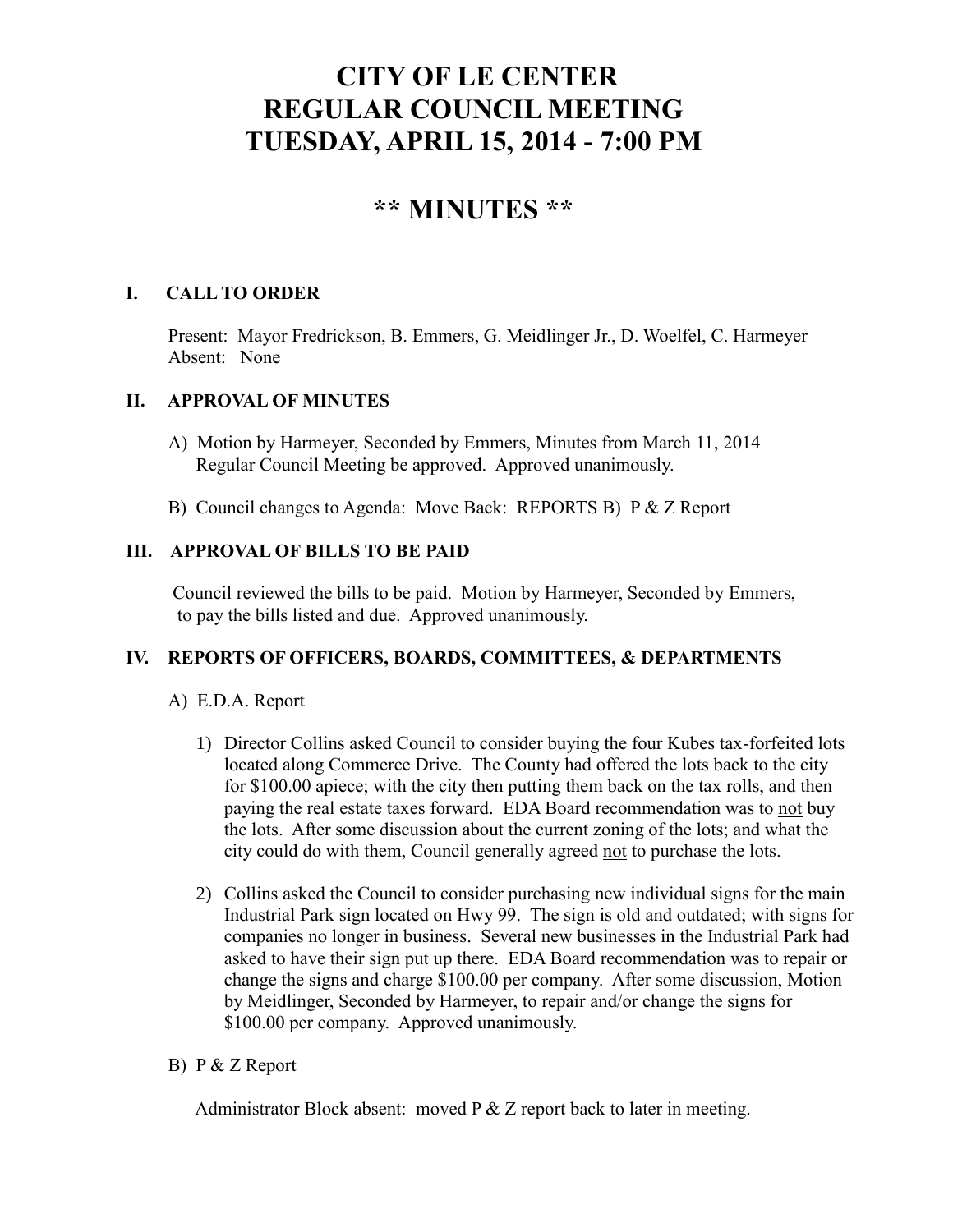# CITY OF LE CENTER
# REGULAR COUNCIL MEETING
# TUESDAY, APRIL 15, 2014 - 7:00 PM

## ** MINUTES **

### I. CALL TO ORDER

Present: Mayor Fredrickson, B. Emmers, G. Meidlinger Jr., D. Woelfel, C. Harmeyer
Absent: None

### II. APPROVAL OF MINUTES

A) Motion by Harmeyer, Seconded by Emmers, Minutes from March 11, 2014 Regular Council Meeting be approved. Approved unanimously.

B) Council changes to Agenda: Move Back: REPORTS B) P & Z Report

### III. APPROVAL OF BILLS TO BE PAID

Council reviewed the bills to be paid. Motion by Harmeyer, Seconded by Emmers, to pay the bills listed and due. Approved unanimously.

### IV. REPORTS OF OFFICERS, BOARDS, COMMITTEES, & DEPARTMENTS

A) E.D.A. Report

1) Director Collins asked Council to consider buying the four Kubes tax-forfeited lots located along Commerce Drive. The County had offered the lots back to the city for $100.00 apiece; with the city then putting them back on the tax rolls, and then paying the real estate taxes forward. EDA Board recommendation was to <u>not</u> buy the lots. After some discussion about the current zoning of the lots; and what the city could do with them, Council generally agreed <u>not</u> to purchase the lots.

2) Collins asked the Council to consider purchasing new individual signs for the main Industrial Park sign located on Hwy 99. The sign is old and outdated; with signs for companies no longer in business. Several new businesses in the Industrial Park had asked to have their sign put up there. EDA Board recommendation was to repair or change the signs and charge $100.00 per company. After some discussion, Motion by Meidlinger, Seconded by Harmeyer, to repair and/or change the signs for $100.00 per company. Approved unanimously.

B) P & Z Report

Administrator Block absent: moved P & Z report back to later in meeting.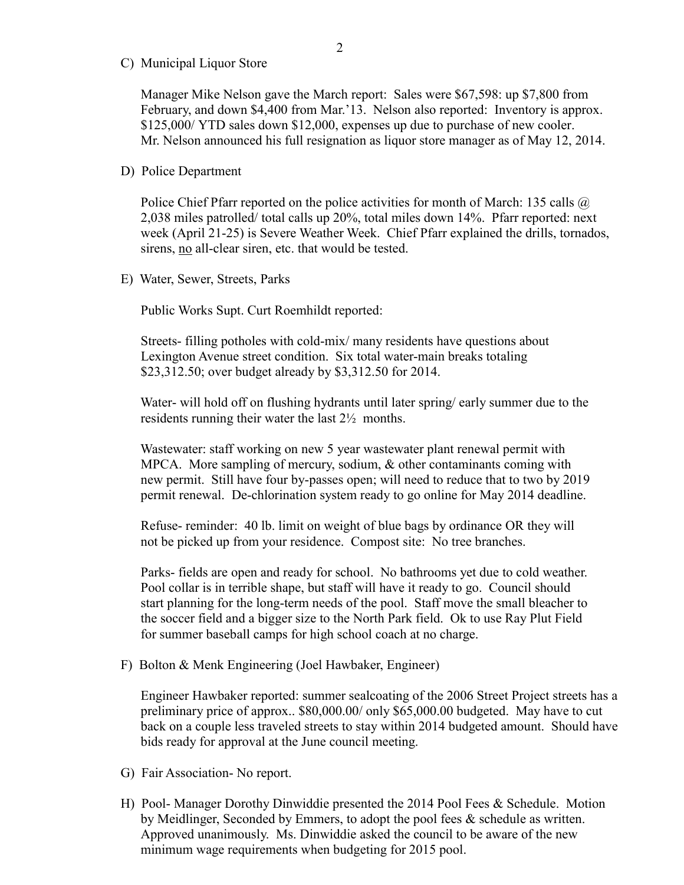C) Municipal Liquor Store

Manager Mike Nelson gave the March report: Sales were $67,598: up $7,800 from February, and down $4,400 from Mar.'13. Nelson also reported: Inventory is approx. $125,000/ YTD sales down $12,000, expenses up due to purchase of new cooler. Mr. Nelson announced his full resignation as liquor store manager as of May 12, 2014.

D) Police Department

Police Chief Pfarr reported on the police activities for month of March: 135 calls @ 2,038 miles patrolled/ total calls up 20%, total miles down 14%. Pfarr reported: next week (April 21-25) is Severe Weather Week. Chief Pfarr explained the drills, tornados, sirens, <u>no</u> all-clear siren, etc. that would be tested.

E) Water, Sewer, Streets, Parks

Public Works Supt. Curt Roemhildt reported:

Streets- filling potholes with cold-mix/ many residents have questions about Lexington Avenue street condition. Six total water-main breaks totaling $23,312.50; over budget already by $3,312.50 for 2014.

Water- will hold off on flushing hydrants until later spring/ early summer due to the residents running their water the last 2½ months.

Wastewater: staff working on new 5 year wastewater plant renewal permit with MPCA. More sampling of mercury, sodium, & other contaminants coming with new permit. Still have four by-passes open; will need to reduce that to two by 2019 permit renewal. De-chlorination system ready to go online for May 2014 deadline.

Refuse- reminder: 40 lb. limit on weight of blue bags by ordinance OR they will not be picked up from your residence. Compost site: No tree branches.

Parks- fields are open and ready for school. No bathrooms yet due to cold weather. Pool collar is in terrible shape, but staff will have it ready to go. Council should start planning for the long-term needs of the pool. Staff move the small bleacher to the soccer field and a bigger size to the North Park field. Ok to use Ray Plut Field for summer baseball camps for high school coach at no charge.

F) Bolton & Menk Engineering (Joel Hawbaker, Engineer)

Engineer Hawbaker reported: summer sealcoating of the 2006 Street Project streets has a preliminary price of approx.. $80,000.00/ only $65,000.00 budgeted. May have to cut back on a couple less traveled streets to stay within 2014 budgeted amount. Should have bids ready for approval at the June council meeting.

G) Fair Association- No report.

H) Pool- Manager Dorothy Dinwiddie presented the 2014 Pool Fees & Schedule. Motion by Meidlinger, Seconded by Emmers, to adopt the pool fees & schedule as written. Approved unanimously. Ms. Dinwiddie asked the council to be aware of the new minimum wage requirements when budgeting for 2015 pool.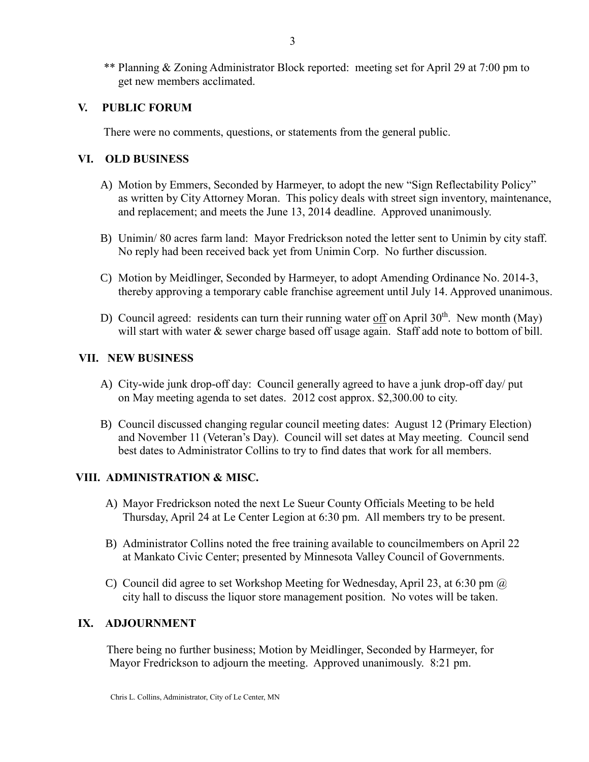** Planning & Zoning Administrator Block reported: meeting set for April 29 at 7:00 pm to get new members acclimated.

## V. PUBLIC FORUM

There were no comments, questions, or statements from the general public.

## VI. OLD BUSINESS

A) Motion by Emmers, Seconded by Harmeyer, to adopt the new "Sign Reflectability Policy" as written by City Attorney Moran. This policy deals with street sign inventory, maintenance, and replacement; and meets the June 13, 2014 deadline. Approved unanimously.

B) Unimin/ 80 acres farm land: Mayor Fredrickson noted the letter sent to Unimin by city staff. No reply had been received back yet from Unimin Corp. No further discussion.

C) Motion by Meidlinger, Seconded by Harmeyer, to adopt Amending Ordinance No. 2014-3, thereby approving a temporary cable franchise agreement until July 14. Approved unanimous.

D) Council agreed: residents can turn their running water <u>off</u> on April 30th. New month (May) will start with water & sewer charge based off usage again. Staff add note to bottom of bill.

## VII. NEW BUSINESS

A) City-wide junk drop-off day: Council generally agreed to have a junk drop-off day/ put on May meeting agenda to set dates. 2012 cost approx. $2,300.00 to city.

B) Council discussed changing regular council meeting dates: August 12 (Primary Election) and November 11 (Veteran's Day). Council will set dates at May meeting. Council send best dates to Administrator Collins to try to find dates that work for all members.

## VIII. ADMINISTRATION & MISC.

A) Mayor Fredrickson noted the next Le Sueur County Officials Meeting to be held Thursday, April 24 at Le Center Legion at 6:30 pm. All members try to be present.

B) Administrator Collins noted the free training available to councilmembers on April 22 at Mankato Civic Center; presented by Minnesota Valley Council of Governments.

C) Council did agree to set Workshop Meeting for Wednesday, April 23, at 6:30 pm @ city hall to discuss the liquor store management position. No votes will be taken.

## IX. ADJOURNMENT

There being no further business; Motion by Meidlinger, Seconded by Harmeyer, for Mayor Fredrickson to adjourn the meeting. Approved unanimously. 8:21 pm.

Chris L. Collins, Administrator, City of Le Center, MN